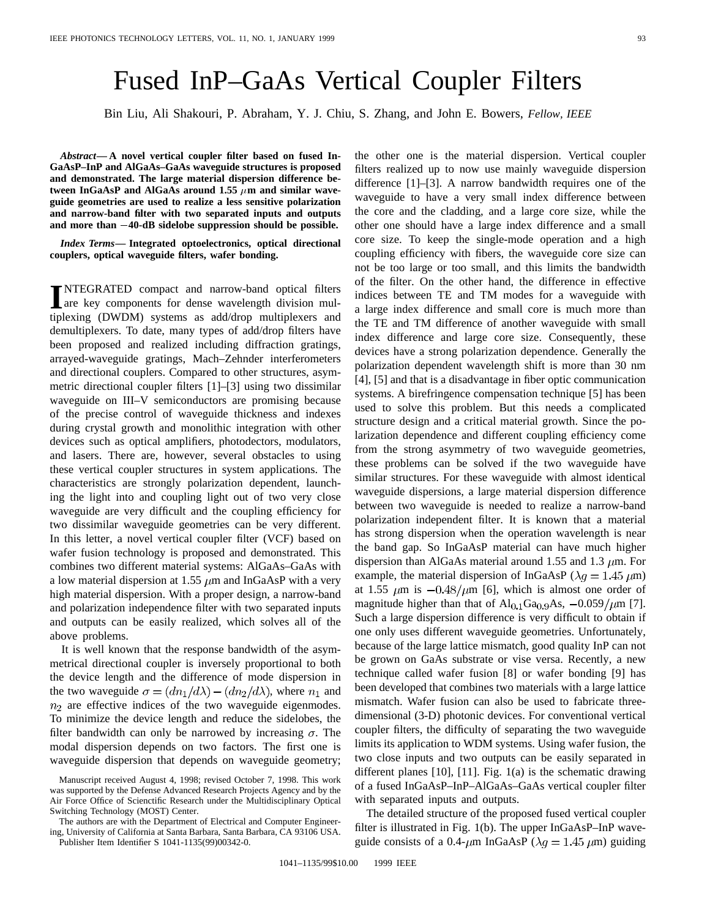# Fused InP–GaAs Vertical Coupler Filters

Bin Liu, Ali Shakouri, P. Abraham, Y. J. Chiu, S. Zhang, and John E. Bowers, *Fellow, IEEE*

***Abstract*— A novel vertical coupler filter based on fused InGaAsP–InP and AlGaAs–GaAs waveguide structures is proposed and demonstrated. The large material dispersion difference between InGaAsP and AlGaAs around 1.55 $\mu$m and similar waveguide geometries are used to realize a less sensitive polarization and narrow-band filter with two separated inputs and outputs and more than −40-dB sidelobe suppression should be possible.**

***Index Terms*— Integrated optoelectronics, optical directional couplers, optical waveguide filters, wafer bonding.**

INTEGRATED compact and narrow-band optical filters are key components for dense wavelength division multiplexing (DWDM) systems as add/drop multiplexers and demultiplexers. To date, many types of add/drop filters have been proposed and realized including diffraction gratings, arrayed-waveguide gratings, Mach–Zehnder interferometers and directional couplers. Compared to other structures, asymmetric directional coupler filters [1]–[3] using two dissimilar waveguide on III–V semiconductors are promising because of the precise control of waveguide thickness and indexes during crystal growth and monolithic integration with other devices such as optical amplifiers, photodectors, modulators, and lasers. There are, however, several obstacles to using these vertical coupler structures in system applications. The characteristics are strongly polarization dependent, launching the light into and coupling light out of two very close waveguide are very difficult and the coupling efficiency for two dissimilar waveguide geometries can be very different. In this letter, a novel vertical coupler filter (VCF) based on wafer fusion technology is proposed and demonstrated. This combines two different material systems: AlGaAs–GaAs with a low material dispersion at 1.55 $\mu$m and InGaAsP with a very high material dispersion. With a proper design, a narrow-band and polarization independence filter with two separated inputs and outputs can be easily realized, which solves all of the above problems.

It is well known that the response bandwidth of the asymmetrical directional coupler is inversely proportional to both the device length and the difference of mode dispersion in the two waveguide $\sigma = (dn_1/d\lambda) - (dn_2/d\lambda)$, where $n_1$ and $n_2$ are effective indices of the two waveguide eigenmodes. To minimize the device length and reduce the sidelobes, the filter bandwidth can only be narrowed by increasing $\sigma$. The modal dispersion depends on two factors. The first one is waveguide dispersion that depends on waveguide geometry; the other one is the material dispersion. Vertical coupler filters realized up to now use mainly waveguide dispersion difference [1]–[3]. A narrow bandwidth requires one of the waveguide to have a very small index difference between the core and the cladding, and a large core size, while the other one should have a large index difference and a small core size. To keep the single-mode operation and a high coupling efficiency with fibers, the waveguide core size can not be too large or too small, and this limits the bandwidth of the filter. On the other hand, the difference in effective indices between TE and TM modes for a waveguide with a large index difference and small core is much more than the TE and TM difference of another waveguide with small index difference and large core size. Consequently, these devices have a strong polarization dependence. Generally the polarization dependent wavelength shift is more than 30 nm [4], [5] and that is a disadvantage in fiber optic communication systems. A birefringence compensation technique [5] has been used to solve this problem. But this needs a complicated structure design and a critical material growth. Since the polarization dependence and different coupling efficiency come from the strong asymmetry of two waveguide geometries, these problems can be solved if the two waveguide have similar structures. For these waveguide with almost identical waveguide dispersions, a large material dispersion difference between two waveguide is needed to realize a narrow-band polarization independent filter. It is known that a material has strong dispersion when the operation wavelength is near the band gap. So InGaAsP material can have much higher dispersion than AlGaAs material around 1.55 and 1.3 $\mu$m. For example, the material dispersion of InGaAsP ($\lambda g = 1.45$ $\mu$m) at 1.55 $\mu$m is $-0.48/\mu$m [6], which is almost one order of magnitude higher than that of $Al_{0.1}Ga_{0.9}As$, $-0.059/\mu$m [7]. Such a large dispersion difference is very difficult to obtain if one only uses different waveguide geometries. Unfortunately, because of the large lattice mismatch, good quality InP can not be grown on GaAs substrate or vise versa. Recently, a new technique called wafer fusion [8] or wafer bonding [9] has been developed that combines two materials with a large lattice mismatch. Wafer fusion can also be used to fabricate three-dimensional (3-D) photonic devices. For conventional vertical coupler filters, the difficulty of separating the two waveguide limits its application to WDM systems. Using wafer fusion, the two close inputs and two outputs can be easily separated in different planes [10], [11]. Fig. 1(a) is the schematic drawing of a fused InGaAsP–InP–AlGaAs–GaAs vertical coupler filter with separated inputs and outputs.

The detailed structure of the proposed fused vertical coupler filter is illustrated in Fig. 1(b). The upper InGaAsP–InP waveguide consists of a 0.4-$\mu$m InGaAsP ($\lambda g = 1.45$ $\mu$m) guiding

Manuscript received August 4, 1998; revised October 7, 1998. This work was supported by the Defense Advanced Research Projects Agency and by the Air Force Office of Scienctific Research under the Multidisciplinary Optical Switching Technology (MOST) Center.

The authors are with the Department of Electrical and Computer Engineering, University of California at Santa Barbara, Santa Barbara, CA 93106 USA.

Publisher Item Identifier S 1041-1135(99)00342-0.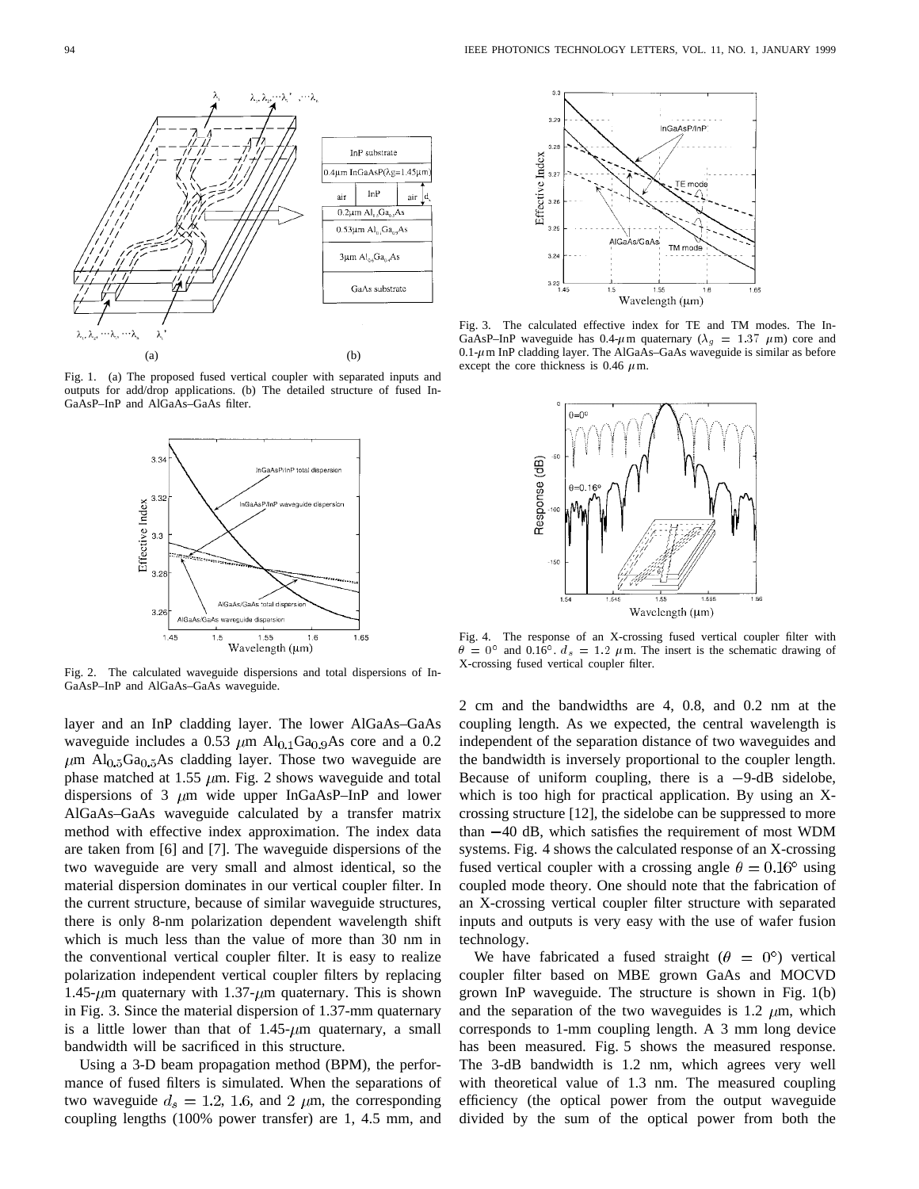Fig. 1. (a) The proposed fused vertical coupler with separated inputs and outputs for add/drop applications. (b) The detailed structure of fused InGaAsP–InP and AlGaAs–GaAs filter.

Fig. 2. The calculated waveguide dispersions and total dispersions of InGaAsP–InP and AlGaAs–GaAs waveguide.

layer and an InP cladding layer. The lower AlGaAs–GaAs waveguide includes a 0.53 $\mu$m $Al_{0.1}Ga_{0.9}As$ core and a 0.2 $\mu$m $Al_{0.5}Ga_{0.5}As$ cladding layer. Those two waveguide are phase matched at 1.55 $\mu$m. Fig. 2 shows waveguide and total dispersions of 3 $\mu$m wide upper InGaAsP–InP and lower AlGaAs–GaAs waveguide calculated by a transfer matrix method with effective index approximation. The index data are taken from [6] and [7]. The waveguide dispersions of the two waveguide are very small and almost identical, so the material dispersion dominates in our vertical coupler filter. In the current structure, because of similar waveguide structures, there is only 8-nm polarization dependent wavelength shift which is much less than the value of more than 30 nm in the conventional vertical coupler filter. It is easy to realize polarization independent vertical coupler filters by replacing 1.45-$\mu$m quaternary with 1.37-$\mu$m quaternary. This is shown in Fig. 3. Since the material dispersion of 1.37-mm quaternary is a little lower than that of 1.45-$\mu$m quaternary, a small bandwidth will be sacrificed in this structure.

Using a 3-D beam propagation method (BPM), the performance of fused filters is simulated. When the separations of two waveguide $d_s = 1.2$, 1.6, and 2 $\mu$m, the corresponding coupling lengths (100% power transfer) are 1, 4.5 mm, and 2 cm and the bandwidths are 4, 0.8, and 0.2 nm at the coupling length. As we expected, the central wavelength is independent of the separation distance of two waveguides and the bandwidth is inversely proportional to the coupler length. Because of uniform coupling, there is a $-9$-dB sidelobe, which is too high for practical application. By using an X-crossing structure [12], the sidelobe can be suppressed to more than $-40$ dB, which satisfies the requirement of most WDM systems. Fig. 4 shows the calculated response of an X-crossing fused vertical coupler with a crossing angle $\theta = 0.16°$ using coupled mode theory. One should note that the fabrication of an X-crossing vertical coupler filter structure with separated inputs and outputs is very easy with the use of wafer fusion technology.

Fig. 3. The calculated effective index for TE and TM modes. The InGaAsP–InP waveguide has 0.4-$\mu$m quaternary ($\lambda_g = 1.37$ $\mu$m) core and 0.1-$\mu$m InP cladding layer. The AlGaAs–GaAs waveguide is similar as before except the core thickness is 0.46 $\mu$m.

Fig. 4. The response of an X-crossing fused vertical coupler filter with $\theta = 0°$ and 0.16°. $d_s = 1.2$ $\mu$m. The insert is the schematic drawing of X-crossing fused vertical coupler filter.

We have fabricated a fused straight ($\theta = 0°$) vertical coupler filter based on MBE grown GaAs and MOCVD grown InP waveguide. The structure is shown in Fig. 1(b) and the separation of the two waveguides is 1.2 $\mu$m, which corresponds to 1-mm coupling length. A 3 mm long device has been measured. Fig. 5 shows the measured response. The 3-dB bandwidth is 1.2 nm, which agrees very well with theoretical value of 1.3 nm. The measured coupling efficiency (the optical power from the output waveguide divided by the sum of the optical power from both the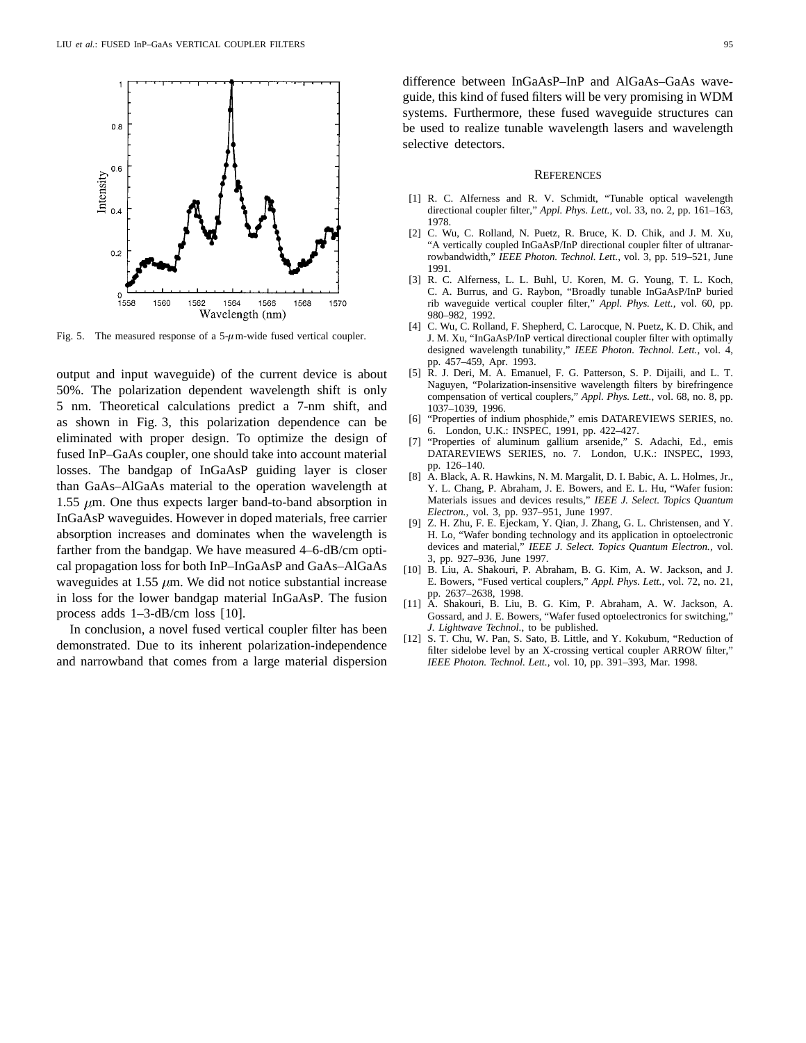Intensity

1

0.8

0.6

0.4

0.2

0

1558 1560 1562 1564 1566 1568 1570

Wavelength (nm)

Fig. 5. The measured response of a 5-$\mu$m-wide fused vertical coupler.

output and input waveguide) of the current device is about 50%. The polarization dependent wavelength shift is only 5 nm. Theoretical calculations predict a 7-nm shift, and as shown in Fig. 3, this polarization dependence can be eliminated with proper design. To optimize the design of fused InP–GaAs coupler, one should take into account material losses. The bandgap of InGaAsP guiding layer is closer than GaAs–AlGaAs material to the operation wavelength at 1.55 $\mu$m. One thus expects larger band-to-band absorption in InGaAsP waveguides. However in doped materials, free carrier absorption increases and dominates when the wavelength is farther from the bandgap. We have measured 4–6-dB/cm optical propagation loss for both InP–InGaAsP and GaAs–AlGaAs waveguides at 1.55 $\mu$m. We did not notice substantial increase in loss for the lower bandgap material InGaAsP. The fusion process adds 1–3-dB/cm loss [10].

In conclusion, a novel fused vertical coupler filter has been demonstrated. Due to its inherent polarization-independence and narrowband that comes from a large material dispersion difference between InGaAsP–InP and AlGaAs–GaAs waveguide, this kind of fused filters will be very promising in WDM systems. Furthermore, these fused waveguide structures can be used to realize tunable wavelength lasers and wavelength selective detectors.

## References

[1] R. C. Alferness and R. V. Schmidt, "Tunable optical wavelength directional coupler filter," *Appl. Phys. Lett.*, vol. 33, no. 2, pp. 161–163, 1978.

[2] C. Wu, C. Rolland, N. Puetz, R. Bruce, K. D. Chik, and J. M. Xu, "A vertically coupled InGaAsP/InP directional coupler filter of ultranarrowbandwidth," *IEEE Photon. Technol. Lett.*, vol. 3, pp. 519–521, June 1991.

[3] R. C. Alferness, L. L. Buhl, U. Koren, M. G. Young, T. L. Koch, C. A. Burrus, and G. Raybon, "Broadly tunable InGaAsP/InP buried rib waveguide vertical coupler filter," *Appl. Phys. Lett.*, vol. 60, pp. 980–982, 1992.

[4] C. Wu, C. Rolland, F. Shepherd, C. Larocque, N. Puetz, K. D. Chik, and J. M. Xu, "InGaAsP/InP vertical directional coupler filter with optimally designed wavelength tunability," *IEEE Photon. Technol. Lett.*, vol. 4, pp. 457–459, Apr. 1993.

[5] R. J. Deri, M. A. Emanuel, F. G. Patterson, S. P. Dijaili, and L. T. Naguyen, "Polarization-insensitive wavelength filters by birefringence compensation of vertical couplers," *Appl. Phys. Lett.*, vol. 68, no. 8, pp. 1037–1039, 1996.

[6] "Properties of indium phosphide," emis DATAREVIEWS SERIES, no. 6. London, U.K.: INSPEC, 1991, pp. 422–427.

[7] "Properties of aluminum gallium arsenide," S. Adachi, Ed., emis DATAREVIEWS SERIES, no. 7. London, U.K.: INSPEC, 1993, pp. 126–140.

[8] A. Black, A. R. Hawkins, N. M. Margalit, D. I. Babic, A. L. Holmes, Jr., Y. L. Chang, P. Abraham, J. E. Bowers, and E. L. Hu, "Wafer fusion: Materials issues and devices results," *IEEE J. Select. Topics Quantum Electron.*, vol. 3, pp. 937–951, June 1997.

[9] Z. H. Zhu, F. E. Ejeckam, Y. Qian, J. Zhang, G. L. Christensen, and Y. H. Lo, "Wafer bonding technology and its application in optoelectronic devices and material," *IEEE J. Select. Topics Quantum Electron.*, vol. 3, pp. 927–936, June 1997.

[10] B. Liu, A. Shakouri, P. Abraham, B. G. Kim, A. W. Jackson, and J. E. Bowers, "Fused vertical couplers," *Appl. Phys. Lett.*, vol. 72, no. 21, pp. 2637–2638, 1998.

[11] A. Shakouri, B. Liu, B. G. Kim, P. Abraham, A. W. Jackson, A. Gossard, and J. E. Bowers, "Wafer fused optoelectronics for switching," *J. Lightwave Technol.*, to be published.

[12] S. T. Chu, W. Pan, S. Sato, B. Little, and Y. Kokubum, "Reduction of filter sidelobe level by an X-crossing vertical coupler ARROW filter," *IEEE Photon. Technol. Lett.*, vol. 10, pp. 391–393, Mar. 1998.